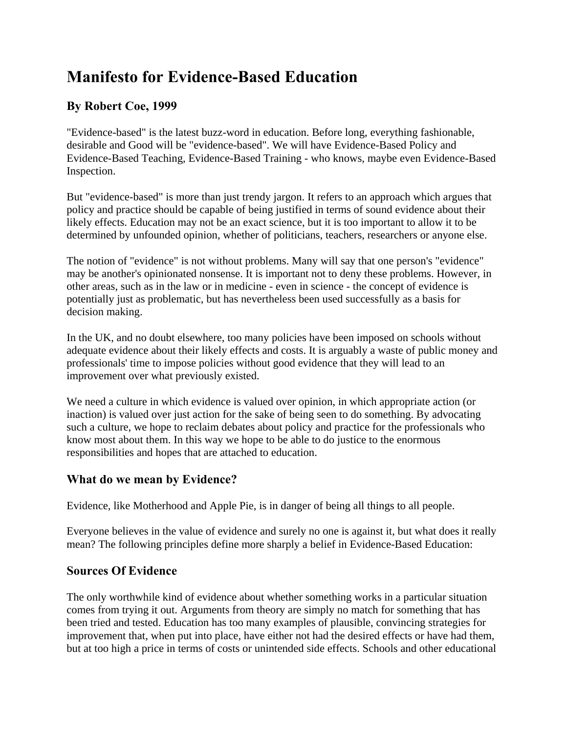# Manifesto for Evidence-Based Education

### By Robert Coe, 1999

"Evidence-based" is the latest buzz-word in education. Before long, everything fashionable, desirable and Good will be "evidence-based". We will have Evidence-Based Policy and Evidence-Based Teaching, Evidence-Based Training - who knows, maybe even Evidence-Based Inspection.

But "evidence-based" is more than just trendy jargon. It refers to an approach which argues that policy and practice should be capable of being justified in terms of sound evidence about their likely effects. Education may not be an exact science, but it is too important to allow it to be determined by unfounded opinion, whether of politicians, teachers, researchers or anyone else.

The notion of "evidence" is not without problems. Many will say that one person's "evidence" may be another's opinionated nonsense. It is important not to deny these problems. However, in other areas, such as in the law or in medicine - even in science - the concept of evidence is potentially just as problematic, but has nevertheless been used successfully as a basis for decision making.

In the UK, and no doubt elsewhere, too many policies have been imposed on schools without adequate evidence about their likely effects and costs. It is arguably a waste of public money and professionals' time to impose policies without good evidence that they will lead to an improvement over what previously existed.

We need a culture in which evidence is valued over opinion, in which appropriate action (or inaction) is valued over just action for the sake of being seen to do something. By advocating such a culture, we hope to reclaim debates about policy and practice for the professionals who know most about them. In this way we hope to be able to do justice to the enormous responsibilities and hopes that are attached to education.

### What do we mean by Evidence?

Evidence, like Motherhood and Apple Pie, is in danger of being all things to all people.

Everyone believes in the value of evidence and surely no one is against it, but what does it really mean? The following principles define more sharply a belief in Evidence-Based Education:

### Sources Of Evidence

The only worthwhile kind of evidence about whether something works in a particular situation comes from trying it out. Arguments from theory are simply no match for something that has been tried and tested. Education has too many examples of plausible, convincing strategies for improvement that, when put into place, have either not had the desired effects or have had them, but at too high a price in terms of costs or unintended side effects. Schools and other educational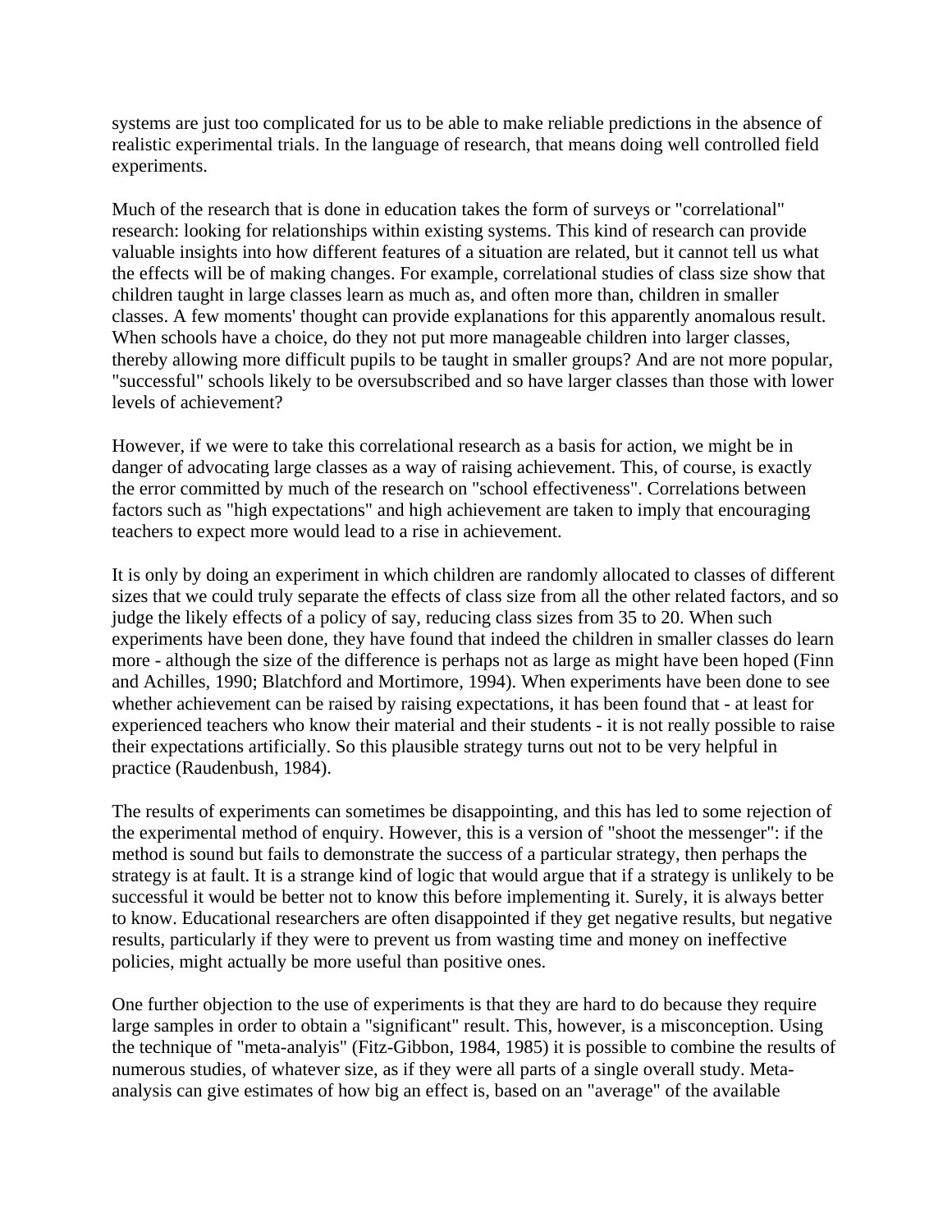systems are just too complicated for us to be able to make reliable predictions in the absence of realistic experimental trials. In the language of research, that means doing well controlled field experiments.

Much of the research that is done in education takes the form of surveys or "correlational" research: looking for relationships within existing systems. This kind of research can provide valuable insights into how different features of a situation are related, but it cannot tell us what the effects will be of making changes. For example, correlational studies of class size show that children taught in large classes learn as much as, and often more than, children in smaller classes. A few moments' thought can provide explanations for this apparently anomalous result. When schools have a choice, do they not put more manageable children into larger classes, thereby allowing more difficult pupils to be taught in smaller groups? And are not more popular, "successful" schools likely to be oversubscribed and so have larger classes than those with lower levels of achievement?

However, if we were to take this correlational research as a basis for action, we might be in danger of advocating large classes as a way of raising achievement. This, of course, is exactly the error committed by much of the research on "school effectiveness". Correlations between factors such as "high expectations" and high achievement are taken to imply that encouraging teachers to expect more would lead to a rise in achievement.

It is only by doing an experiment in which children are randomly allocated to classes of different sizes that we could truly separate the effects of class size from all the other related factors, and so judge the likely effects of a policy of say, reducing class sizes from 35 to 20. When such experiments have been done, they have found that indeed the children in smaller classes do learn more - although the size of the difference is perhaps not as large as might have been hoped (Finn and Achilles, 1990; Blatchford and Mortimore, 1994). When experiments have been done to see whether achievement can be raised by raising expectations, it has been found that - at least for experienced teachers who know their material and their students - it is not really possible to raise their expectations artificially. So this plausible strategy turns out not to be very helpful in practice (Raudenbush, 1984).

The results of experiments can sometimes be disappointing, and this has led to some rejection of the experimental method of enquiry. However, this is a version of "shoot the messenger": if the method is sound but fails to demonstrate the success of a particular strategy, then perhaps the strategy is at fault. It is a strange kind of logic that would argue that if a strategy is unlikely to be successful it would be better not to know this before implementing it. Surely, it is always better to know. Educational researchers are often disappointed if they get negative results, but negative results, particularly if they were to prevent us from wasting time and money on ineffective policies, might actually be more useful than positive ones.

One further objection to the use of experiments is that they are hard to do because they require large samples in order to obtain a "significant" result. This, however, is a misconception. Using the technique of "meta-analyis" (Fitz-Gibbon, 1984, 1985) it is possible to combine the results of numerous studies, of whatever size, as if they were all parts of a single overall study. Meta-analysis can give estimates of how big an effect is, based on an "average" of the available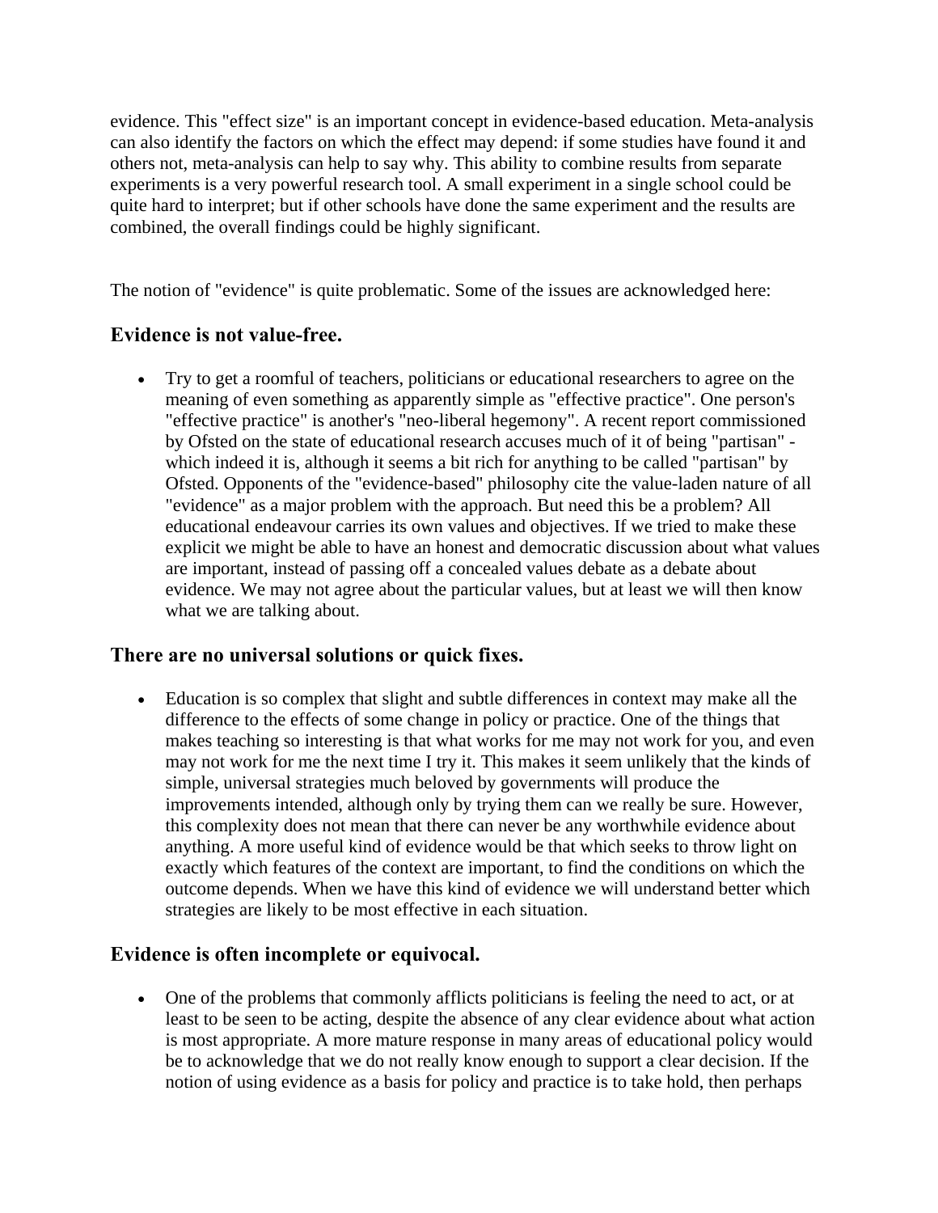evidence. This "effect size" is an important concept in evidence-based education. Meta-analysis can also identify the factors on which the effect may depend: if some studies have found it and others not, meta-analysis can help to say why. This ability to combine results from separate experiments is a very powerful research tool. A small experiment in a single school could be quite hard to interpret; but if other schools have done the same experiment and the results are combined, the overall findings could be highly significant.

The notion of "evidence" is quite problematic. Some of the issues are acknowledged here:

### Evidence is not value-free.

- Try to get a roomful of teachers, politicians or educational researchers to agree on the meaning of even something as apparently simple as "effective practice". One person's "effective practice" is another's "neo-liberal hegemony". A recent report commissioned by Ofsted on the state of educational research accuses much of it of being "partisan" - which indeed it is, although it seems a bit rich for anything to be called "partisan" by Ofsted. Opponents of the "evidence-based" philosophy cite the value-laden nature of all "evidence" as a major problem with the approach. But need this be a problem? All educational endeavour carries its own values and objectives. If we tried to make these explicit we might be able to have an honest and democratic discussion about what values are important, instead of passing off a concealed values debate as a debate about evidence. We may not agree about the particular values, but at least we will then know what we are talking about.

### There are no universal solutions or quick fixes.

- Education is so complex that slight and subtle differences in context may make all the difference to the effects of some change in policy or practice. One of the things that makes teaching so interesting is that what works for me may not work for you, and even may not work for me the next time I try it. This makes it seem unlikely that the kinds of simple, universal strategies much beloved by governments will produce the improvements intended, although only by trying them can we really be sure. However, this complexity does not mean that there can never be any worthwhile evidence about anything. A more useful kind of evidence would be that which seeks to throw light on exactly which features of the context are important, to find the conditions on which the outcome depends. When we have this kind of evidence we will understand better which strategies are likely to be most effective in each situation.

### Evidence is often incomplete or equivocal.

- One of the problems that commonly afflicts politicians is feeling the need to act, or at least to be seen to be acting, despite the absence of any clear evidence about what action is most appropriate. A more mature response in many areas of educational policy would be to acknowledge that we do not really know enough to support a clear decision. If the notion of using evidence as a basis for policy and practice is to take hold, then perhaps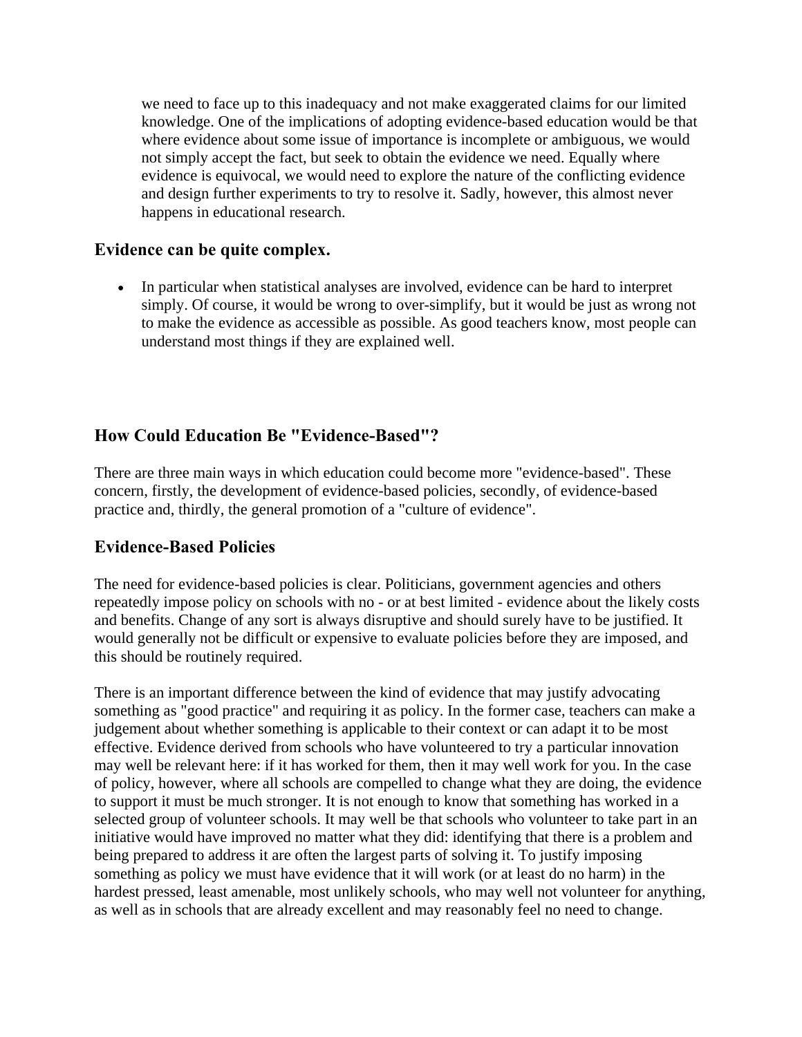we need to face up to this inadequacy and not make exaggerated claims for our limited knowledge. One of the implications of adopting evidence-based education would be that where evidence about some issue of importance is incomplete or ambiguous, we would not simply accept the fact, but seek to obtain the evidence we need. Equally where evidence is equivocal, we would need to explore the nature of the conflicting evidence and design further experiments to try to resolve it. Sadly, however, this almost never happens in educational research.

### Evidence can be quite complex.

- In particular when statistical analyses are involved, evidence can be hard to interpret simply. Of course, it would be wrong to over-simplify, but it would be just as wrong not to make the evidence as accessible as possible. As good teachers know, most people can understand most things if they are explained well.

## How Could Education Be "Evidence-Based"?

There are three main ways in which education could become more "evidence-based". These concern, firstly, the development of evidence-based policies, secondly, of evidence-based practice and, thirdly, the general promotion of a "culture of evidence".

## Evidence-Based Policies

The need for evidence-based policies is clear. Politicians, government agencies and others repeatedly impose policy on schools with no - or at best limited - evidence about the likely costs and benefits. Change of any sort is always disruptive and should surely have to be justified. It would generally not be difficult or expensive to evaluate policies before they are imposed, and this should be routinely required.

There is an important difference between the kind of evidence that may justify advocating something as "good practice" and requiring it as policy. In the former case, teachers can make a judgement about whether something is applicable to their context or can adapt it to be most effective. Evidence derived from schools who have volunteered to try a particular innovation may well be relevant here: if it has worked for them, then it may well work for you. In the case of policy, however, where all schools are compelled to change what they are doing, the evidence to support it must be much stronger. It is not enough to know that something has worked in a selected group of volunteer schools. It may well be that schools who volunteer to take part in an initiative would have improved no matter what they did: identifying that there is a problem and being prepared to address it are often the largest parts of solving it. To justify imposing something as policy we must have evidence that it will work (or at least do no harm) in the hardest pressed, least amenable, most unlikely schools, who may well not volunteer for anything, as well as in schools that are already excellent and may reasonably feel no need to change.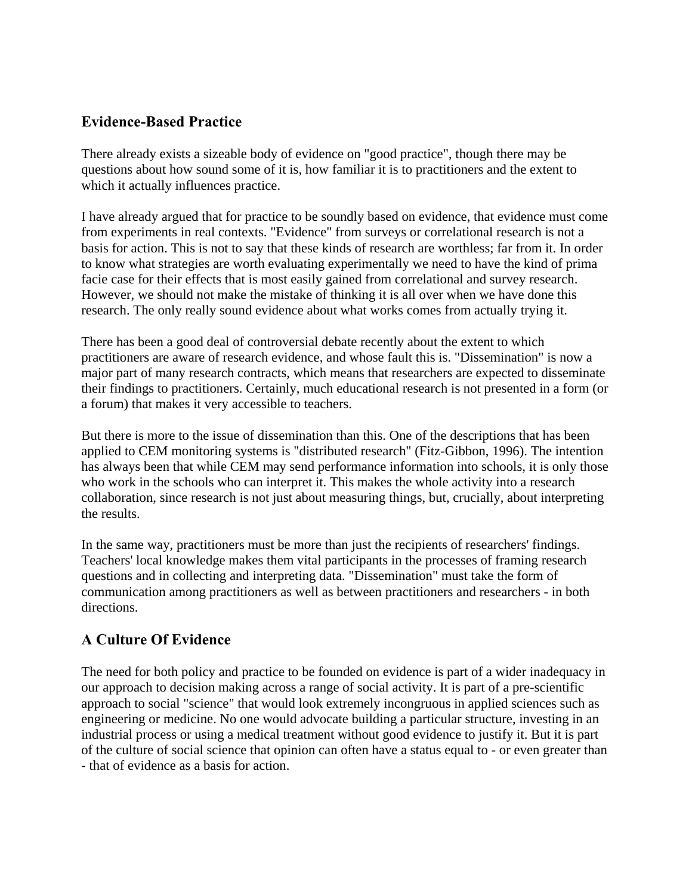## Evidence-Based Practice

There already exists a sizeable body of evidence on "good practice", though there may be questions about how sound some of it is, how familiar it is to practitioners and the extent to which it actually influences practice.

I have already argued that for practice to be soundly based on evidence, that evidence must come from experiments in real contexts. "Evidence" from surveys or correlational research is not a basis for action. This is not to say that these kinds of research are worthless; far from it. In order to know what strategies are worth evaluating experimentally we need to have the kind of prima facie case for their effects that is most easily gained from correlational and survey research. However, we should not make the mistake of thinking it is all over when we have done this research. The only really sound evidence about what works comes from actually trying it.

There has been a good deal of controversial debate recently about the extent to which practitioners are aware of research evidence, and whose fault this is. "Dissemination" is now a major part of many research contracts, which means that researchers are expected to disseminate their findings to practitioners. Certainly, much educational research is not presented in a form (or a forum) that makes it very accessible to teachers.

But there is more to the issue of dissemination than this. One of the descriptions that has been applied to CEM monitoring systems is "distributed research" (Fitz-Gibbon, 1996). The intention has always been that while CEM may send performance information into schools, it is only those who work in the schools who can interpret it. This makes the whole activity into a research collaboration, since research is not just about measuring things, but, crucially, about interpreting the results.

In the same way, practitioners must be more than just the recipients of researchers' findings. Teachers' local knowledge makes them vital participants in the processes of framing research questions and in collecting and interpreting data. "Dissemination" must take the form of communication among practitioners as well as between practitioners and researchers - in both directions.

## A Culture Of Evidence

The need for both policy and practice to be founded on evidence is part of a wider inadequacy in our approach to decision making across a range of social activity. It is part of a pre-scientific approach to social "science" that would look extremely incongruous in applied sciences such as engineering or medicine. No one would advocate building a particular structure, investing in an industrial process or using a medical treatment without good evidence to justify it. But it is part of the culture of social science that opinion can often have a status equal to - or even greater than - that of evidence as a basis for action.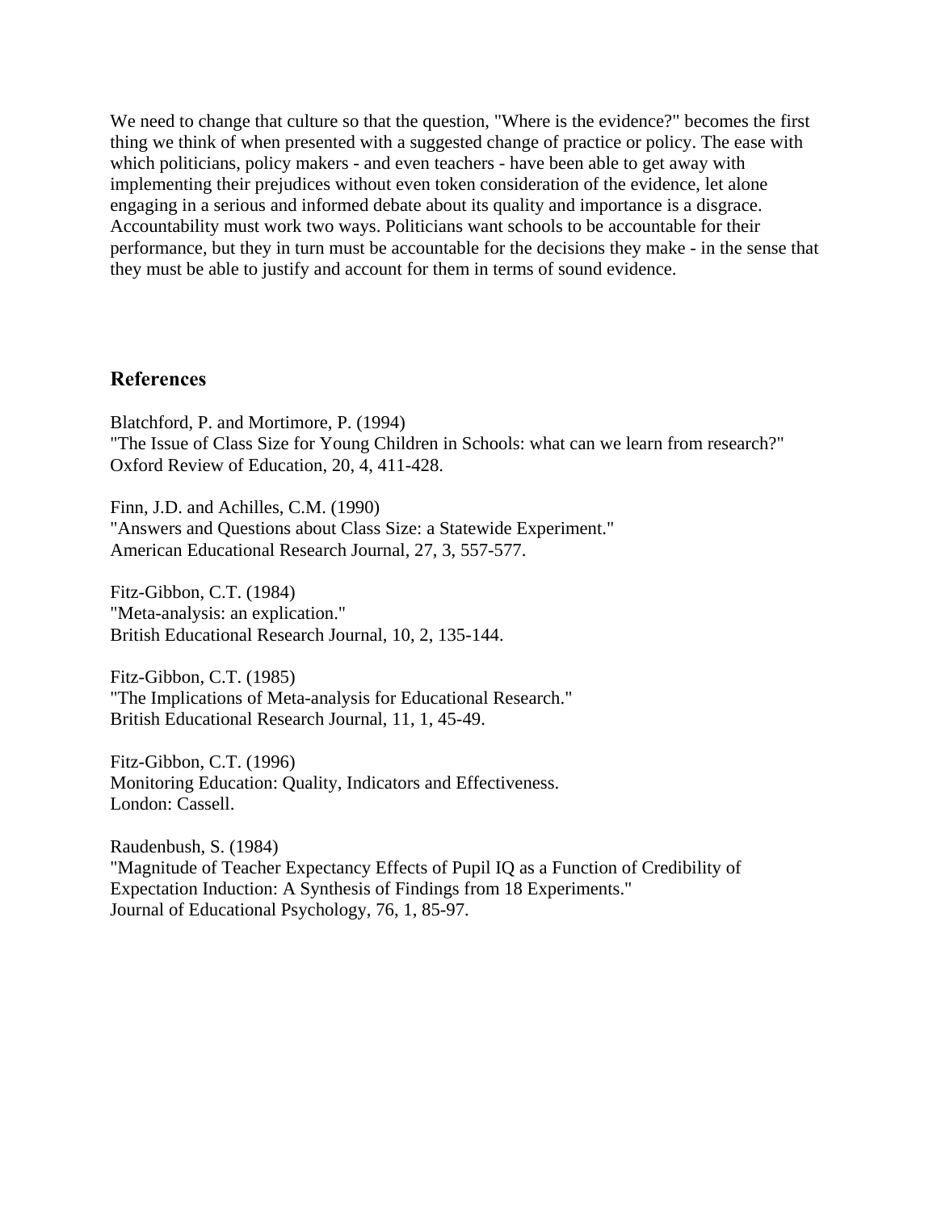We need to change that culture so that the question, "Where is the evidence?" becomes the first thing we think of when presented with a suggested change of practice or policy. The ease with which politicians, policy makers - and even teachers - have been able to get away with implementing their prejudices without even token consideration of the evidence, let alone engaging in a serious and informed debate about its quality and importance is a disgrace. Accountability must work two ways. Politicians want schools to be accountable for their performance, but they in turn must be accountable for the decisions they make - in the sense that they must be able to justify and account for them in terms of sound evidence.

## References

Blatchford, P. and Mortimore, P. (1994)
"The Issue of Class Size for Young Children in Schools: what can we learn from research?"
Oxford Review of Education, 20, 4, 411-428.

Finn, J.D. and Achilles, C.M. (1990)
"Answers and Questions about Class Size: a Statewide Experiment."
American Educational Research Journal, 27, 3, 557-577.

Fitz-Gibbon, C.T. (1984)
"Meta-analysis: an explication."
British Educational Research Journal, 10, 2, 135-144.

Fitz-Gibbon, C.T. (1985)
"The Implications of Meta-analysis for Educational Research."
British Educational Research Journal, 11, 1, 45-49.

Fitz-Gibbon, C.T. (1996)
Monitoring Education: Quality, Indicators and Effectiveness.
London: Cassell.

Raudenbush, S. (1984)
"Magnitude of Teacher Expectancy Effects of Pupil IQ as a Function of Credibility of Expectation Induction: A Synthesis of Findings from 18 Experiments."
Journal of Educational Psychology, 76, 1, 85-97.